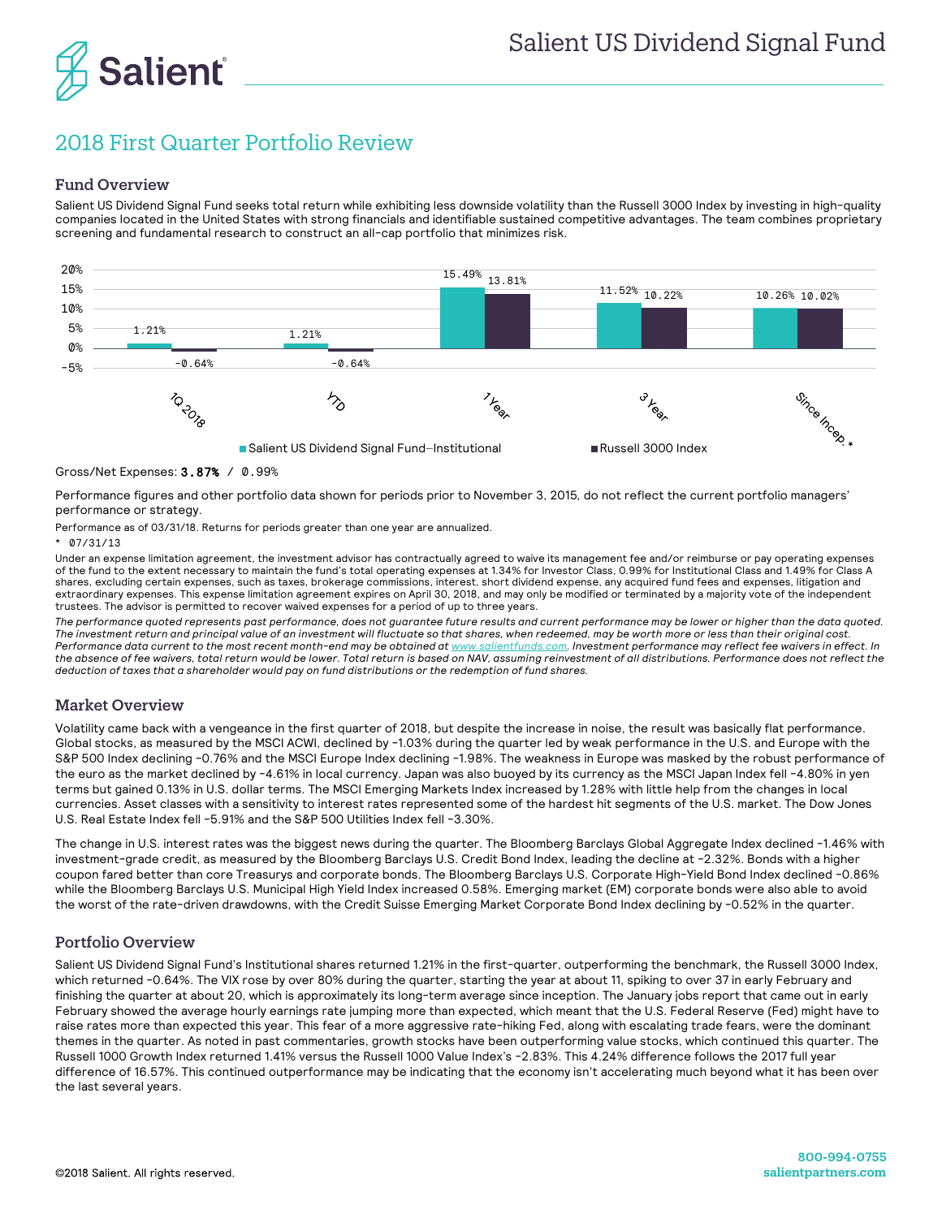# Salient US Dividend Signal Fund

## 2018 First Quarter Portfolio Review

### Fund Overview

Salient US Dividend Signal Fund seeks total return while exhibiting less downside volatility than the Russell 3000 Index by investing in high-quality companies located in the United States with strong financials and identifiable sustained competitive advantages. The team combines proprietary screening and fundamental research to construct an all-cap portfolio that minimizes risk.

| | 1Q 2018 | YTD | 1 Year | 3 Year | Since Incep.* |
|---|---|---|---|---|---|
| Salient US Dividend Signal Fund–Institutional | 1.21% | 1.21% | 15.49% | 11.52% | 10.26% |
| Russell 3000 Index | -0.64% | -0.64% | 13.81% | 10.22% | 10.02% |

Gross/Net Expenses: **3.87%** / 0.99%

Performance figures and other portfolio data shown for periods prior to November 3, 2015, do not reflect the current portfolio managers' performance or strategy.

Performance as of 03/31/18. Returns for periods greater than one year are annualized.

\* 07/31/13

Under an expense limitation agreement, the investment advisor has contractually agreed to waive its management fee and/or reimburse or pay operating expenses of the fund to the extent necessary to maintain the fund's total operating expenses at 1.34% for Investor Class, 0.99% for Institutional Class and 1.49% for Class A shares, excluding certain expenses, such as taxes, brokerage commissions, interest, short dividend expense, any acquired fund fees and expenses, litigation and extraordinary expenses. This expense limitation agreement expires on April 30, 2018, and may only be modified or terminated by a majority vote of the independent trustees. The advisor is permitted to recover waived expenses for a period of up to three years.

*The performance quoted represents past performance, does not guarantee future results and current performance may be lower or higher than the data quoted. The investment return and principal value of an investment will fluctuate so that shares, when redeemed, may be worth more or less than their original cost. Performance data current to the most recent month-end may be obtained at www.salientfunds.com. Investment performance may reflect fee waivers in effect. In the absence of fee waivers, total return would be lower. Total return is based on NAV, assuming reinvestment of all distributions. Performance does not reflect the deduction of taxes that a shareholder would pay on fund distributions or the redemption of fund shares.*

### Market Overview

Volatility came back with a vengeance in the first quarter of 2018, but despite the increase in noise, the result was basically flat performance. Global stocks, as measured by the MSCI ACWI, declined by -1.03% during the quarter led by weak performance in the U.S. and Europe with the S&P 500 Index declining -0.76% and the MSCI Europe Index declining -1.98%. The weakness in Europe was masked by the robust performance of the euro as the market declined by -4.61% in local currency. Japan was also buoyed by its currency as the MSCI Japan Index fell -4.80% in yen terms but gained 0.13% in U.S. dollar terms. The MSCI Emerging Markets Index increased by 1.28% with little help from the changes in local currencies. Asset classes with a sensitivity to interest rates represented some of the hardest hit segments of the U.S. market. The Dow Jones U.S. Real Estate Index fell -5.91% and the S&P 500 Utilities Index fell -3.30%.

The change in U.S. interest rates was the biggest news during the quarter. The Bloomberg Barclays Global Aggregate Index declined -1.46% with investment-grade credit, as measured by the Bloomberg Barclays U.S. Credit Bond Index, leading the decline at -2.32%. Bonds with a higher coupon fared better than core Treasurys and corporate bonds. The Bloomberg Barclays U.S. Corporate High-Yield Bond Index declined -0.86% while the Bloomberg Barclays U.S. Municipal High Yield Index increased 0.58%. Emerging market (EM) corporate bonds were also able to avoid the worst of the rate-driven drawdowns, with the Credit Suisse Emerging Market Corporate Bond Index declining by -0.52% in the quarter.

### Portfolio Overview

Salient US Dividend Signal Fund's Institutional shares returned 1.21% in the first-quarter, outperforming the benchmark, the Russell 3000 Index, which returned -0.64%. The VIX rose by over 80% during the quarter, starting the year at about 11, spiking to over 37 in early February and finishing the quarter at about 20, which is approximately its long-term average since inception. The January jobs report that came out in early February showed the average hourly earnings rate jumping more than expected, which meant that the U.S. Federal Reserve (Fed) might have to raise rates more than expected this year. This fear of a more aggressive rate-hiking Fed, along with escalating trade fears, were the dominant themes in the quarter. As noted in past commentaries, growth stocks have been outperforming value stocks, which continued this quarter. The Russell 1000 Growth Index returned 1.41% versus the Russell 1000 Value Index's -2.83%. This 4.24% difference follows the 2017 full year difference of 16.57%. This continued outperformance may be indicating that the economy isn't accelerating much beyond what it has been over the last several years.

©2018 Salient. All rights reserved.

800-994-0755
salientpartners.com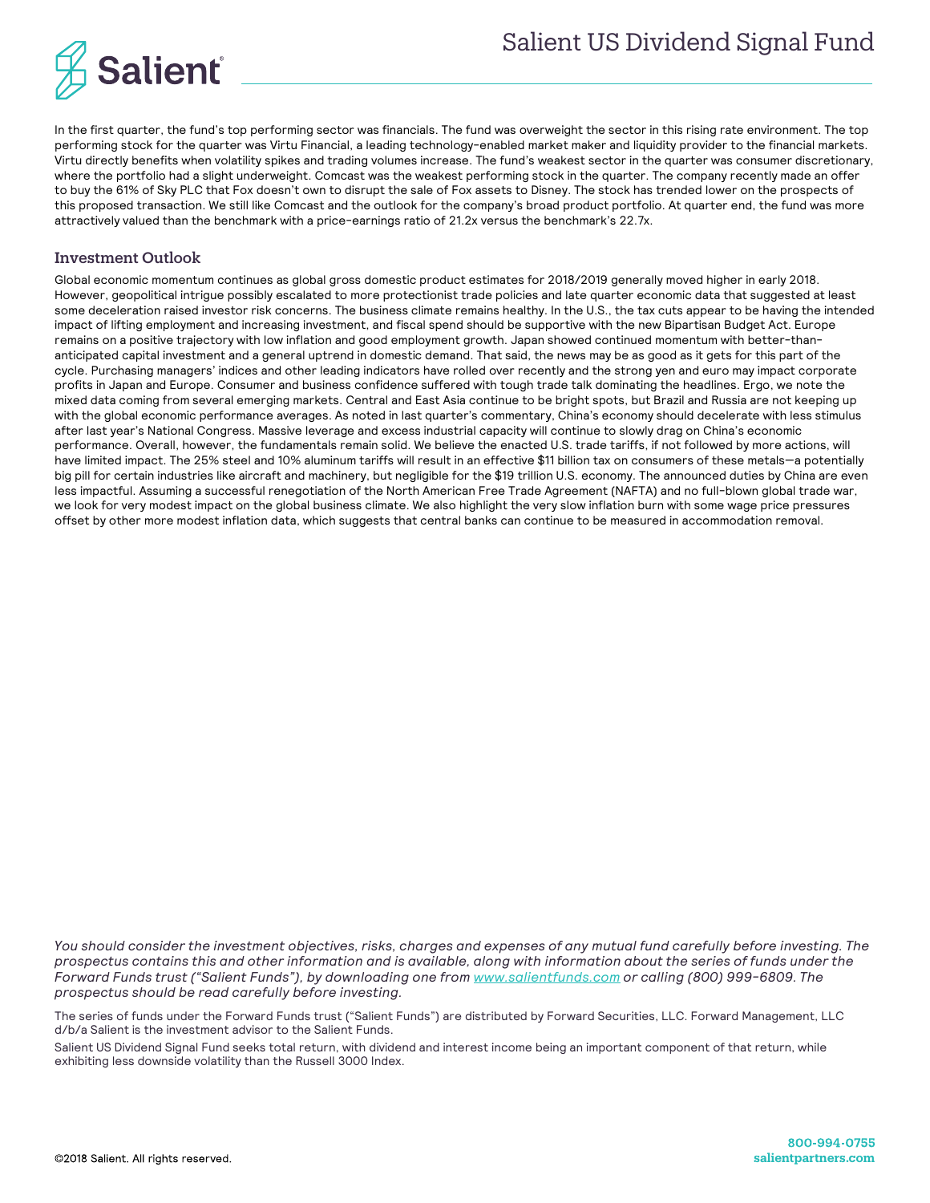In the first quarter, the fund's top performing sector was financials. The fund was overweight the sector in this rising rate environment. The top performing stock for the quarter was Virtu Financial, a leading technology-enabled market maker and liquidity provider to the financial markets. Virtu directly benefits when volatility spikes and trading volumes increase. The fund's weakest sector in the quarter was consumer discretionary, where the portfolio had a slight underweight. Comcast was the weakest performing stock in the quarter. The company recently made an offer to buy the 61% of Sky PLC that Fox doesn't own to disrupt the sale of Fox assets to Disney. The stock has trended lower on the prospects of this proposed transaction. We still like Comcast and the outlook for the company's broad product portfolio. At quarter end, the fund was more attractively valued than the benchmark with a price-earnings ratio of 21.2x versus the benchmark's 22.7x.

## Investment Outlook

Global economic momentum continues as global gross domestic product estimates for 2018/2019 generally moved higher in early 2018. However, geopolitical intrigue possibly escalated to more protectionist trade policies and late quarter economic data that suggested at least some deceleration raised investor risk concerns. The business climate remains healthy. In the U.S., the tax cuts appear to be having the intended impact of lifting employment and increasing investment, and fiscal spend should be supportive with the new Bipartisan Budget Act. Europe remains on a positive trajectory with low inflation and good employment growth. Japan showed continued momentum with better-than-anticipated capital investment and a general uptrend in domestic demand. That said, the news may be as good as it gets for this part of the cycle. Purchasing managers' indices and other leading indicators have rolled over recently and the strong yen and euro may impact corporate profits in Japan and Europe. Consumer and business confidence suffered with tough trade talk dominating the headlines. Ergo, we note the mixed data coming from several emerging markets. Central and East Asia continue to be bright spots, but Brazil and Russia are not keeping up with the global economic performance averages. As noted in last quarter's commentary, China's economy should decelerate with less stimulus after last year's National Congress. Massive leverage and excess industrial capacity will continue to slowly drag on China's economic performance. Overall, however, the fundamentals remain solid. We believe the enacted U.S. trade tariffs, if not followed by more actions, will have limited impact. The 25% steel and 10% aluminum tariffs will result in an effective $11 billion tax on consumers of these metals—a potentially big pill for certain industries like aircraft and machinery, but negligible for the $19 trillion U.S. economy. The announced duties by China are even less impactful. Assuming a successful renegotiation of the North American Free Trade Agreement (NAFTA) and no full-blown global trade war, we look for very modest impact on the global business climate. We also highlight the very slow inflation burn with some wage price pressures offset by other more modest inflation data, which suggests that central banks can continue to be measured in accommodation removal.

*You should consider the investment objectives, risks, charges and expenses of any mutual fund carefully before investing. The prospectus contains this and other information and is available, along with information about the series of funds under the Forward Funds trust ("Salient Funds"), by downloading one from www.salientfunds.com or calling (800) 999-6809. The prospectus should be read carefully before investing.*

The series of funds under the Forward Funds trust ("Salient Funds") are distributed by Forward Securities, LLC. Forward Management, LLC d/b/a Salient is the investment advisor to the Salient Funds.

Salient US Dividend Signal Fund seeks total return, with dividend and interest income being an important component of that return, while exhibiting less downside volatility than the Russell 3000 Index.

©2018 Salient. All rights reserved.

**800-994-0755**
**salientpartners.com**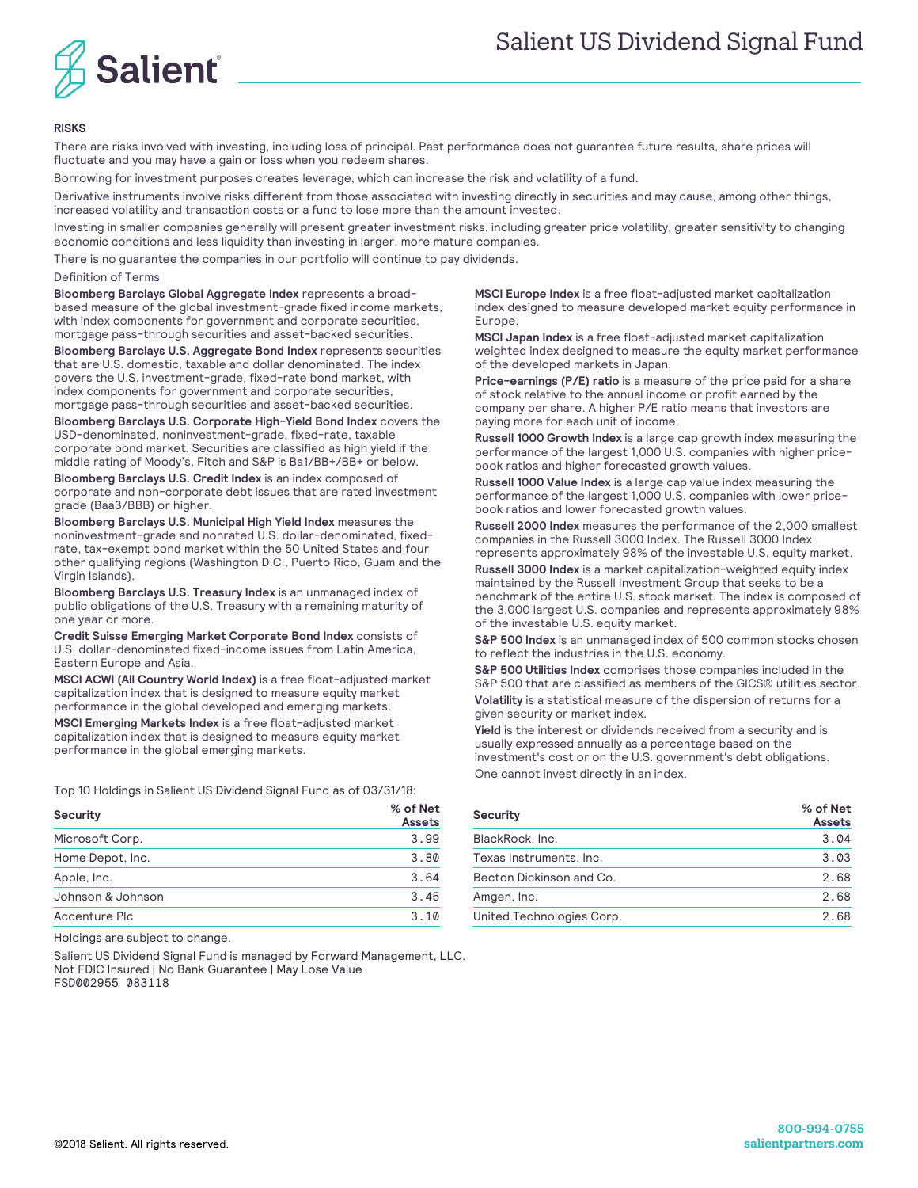# Salient US Dividend Signal Fund

## RISKS

There are risks involved with investing, including loss of principal. Past performance does not guarantee future results, share prices will fluctuate and you may have a gain or loss when you redeem shares.

Borrowing for investment purposes creates leverage, which can increase the risk and volatility of a fund.

Derivative instruments involve risks different from those associated with investing directly in securities and may cause, among other things, increased volatility and transaction costs or a fund to lose more than the amount invested.

Investing in smaller companies generally will present greater investment risks, including greater price volatility, greater sensitivity to changing economic conditions and less liquidity than investing in larger, more mature companies.

There is no guarantee the companies in our portfolio will continue to pay dividends.

Definition of Terms

**Bloomberg Barclays Global Aggregate Index** represents a broad-based measure of the global investment-grade fixed income markets, with index components for government and corporate securities, mortgage pass-through securities and asset-backed securities.

**Bloomberg Barclays U.S. Aggregate Bond Index** represents securities that are U.S. domestic, taxable and dollar denominated. The index covers the U.S. investment-grade, fixed-rate bond market, with index components for government and corporate securities, mortgage pass-through securities and asset-backed securities.

**Bloomberg Barclays U.S. Corporate High-Yield Bond Index** covers the USD-denominated, noninvestment-grade, fixed-rate, taxable corporate bond market. Securities are classified as high yield if the middle rating of Moody's, Fitch and S&P is Ba1/BB+/BB+ or below.

**Bloomberg Barclays U.S. Credit Index** is an index composed of corporate and non-corporate debt issues that are rated investment grade (Baa3/BBB) or higher.

**Bloomberg Barclays U.S. Municipal High Yield Index** measures the noninvestment-grade and nonrated U.S. dollar-denominated, fixed-rate, tax-exempt bond market within the 50 United States and four other qualifying regions (Washington D.C., Puerto Rico, Guam and the Virgin Islands).

**Bloomberg Barclays U.S. Treasury Index** is an unmanaged index of public obligations of the U.S. Treasury with a remaining maturity of one year or more.

**Credit Suisse Emerging Market Corporate Bond Index** consists of U.S. dollar-denominated fixed-income issues from Latin America, Eastern Europe and Asia.

**MSCI ACWI (All Country World Index)** is a free float-adjusted market capitalization index that is designed to measure equity market performance in the global developed and emerging markets.

**MSCI Emerging Markets Index** is a free float-adjusted market capitalization index that is designed to measure equity market performance in the global emerging markets.

**MSCI Europe Index** is a free float-adjusted market capitalization index designed to measure developed market equity performance in Europe.

**MSCI Japan Index** is a free float-adjusted market capitalization weighted index designed to measure the equity market performance of the developed markets in Japan.

**Price-earnings (P/E) ratio** is a measure of the price paid for a share of stock relative to the annual income or profit earned by the company per share. A higher P/E ratio means that investors are paying more for each unit of income.

**Russell 1000 Growth Index** is a large cap growth index measuring the performance of the largest 1,000 U.S. companies with higher price-book ratios and higher forecasted growth values.

**Russell 1000 Value Index** is a large cap value index measuring the performance of the largest 1,000 U.S. companies with lower price-book ratios and lower forecasted growth values.

**Russell 2000 Index** measures the performance of the 2,000 smallest companies in the Russell 3000 Index. The Russell 3000 Index represents approximately 98% of the investable U.S. equity market.

**Russell 3000 Index** is a market capitalization-weighted equity index maintained by the Russell Investment Group that seeks to be a benchmark of the entire U.S. stock market. The index is composed of the 3,000 largest U.S. companies and represents approximately 98% of the investable U.S. equity market.

**S&P 500 Index** is an unmanaged index of 500 common stocks chosen to reflect the industries in the U.S. economy.

**S&P 500 Utilities Index** comprises those companies included in the S&P 500 that are classified as members of the GICS® utilities sector.

**Volatility** is a statistical measure of the dispersion of returns for a given security or market index.

**Yield** is the interest or dividends received from a security and is usually expressed annually as a percentage based on the investment's cost or on the U.S. government's debt obligations.

One cannot invest directly in an index.

Top 10 Holdings in Salient US Dividend Signal Fund as of 03/31/18:

| Security | % of Net Assets |
|---|---|
| Microsoft Corp. | 3.99 |
| Home Depot, Inc. | 3.80 |
| Apple, Inc. | 3.64 |
| Johnson & Johnson | 3.45 |
| Accenture Plc | 3.10 |
| BlackRock, Inc. | 3.04 |
| Texas Instruments, Inc. | 3.03 |
| Becton Dickinson and Co. | 2.68 |
| Amgen, Inc. | 2.68 |
| United Technologies Corp. | 2.68 |

Holdings are subject to change.

Salient US Dividend Signal Fund is managed by Forward Management, LLC.
Not FDIC Insured | No Bank Guarantee | May Lose Value
FSD002955 083118

©2018 Salient. All rights reserved.

800-994-0755
salientpartners.com